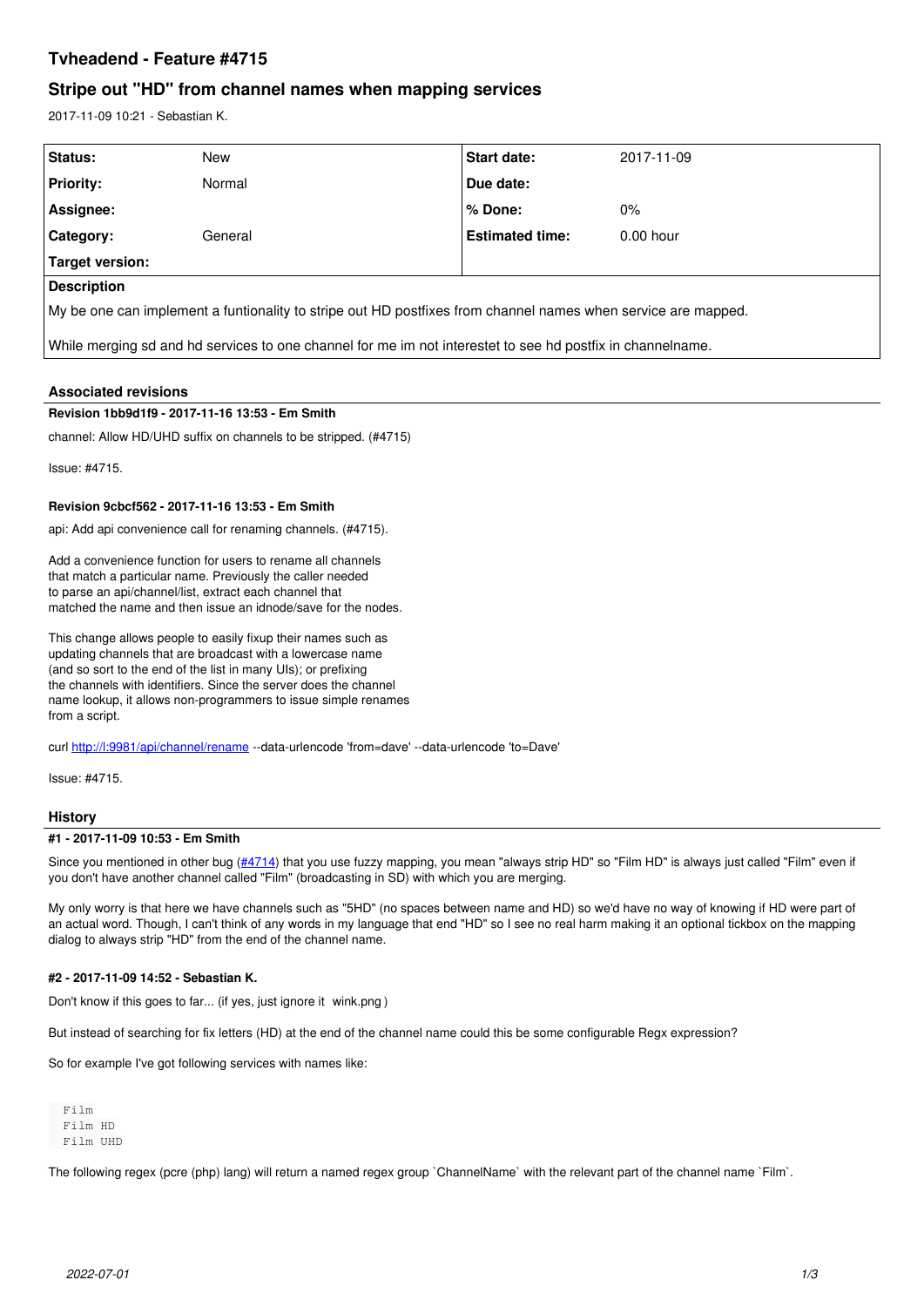# Tvheadend - Feature #4715

## Stripe out "HD" from channel names when mapping services

2017-11-09 10:21 - Sebastian K.

| Status: | New | Start date: | 2017-11-09 |
|---|---|---|---|
| Priority: | Normal | Due date: | |
| Assignee: | | % Done: | 0% |
| Category: | General | Estimated time: | 0.00 hour |
| Target version: | | | |

**Description**

My be one can implement a funtionality to stripe out HD postfixes from channel names when service are mapped.

While merging sd and hd services to one channel for me im not interestet to see hd postfix in channelname.

### Associated revisions

**Revision 1bb9d1f9 - 2017-11-16 13:53 - Em Smith**

channel: Allow HD/UHD suffix on channels to be stripped. (#4715)

Issue: #4715.

**Revision 9cbcf562 - 2017-11-16 13:53 - Em Smith**

api: Add api convenience call for renaming channels. (#4715).

Add a convenience function for users to rename all channels
that match a particular name. Previously the caller needed
to parse an api/channel/list, extract each channel that
matched the name and then issue an idnode/save for the nodes.

This change allows people to easily fixup their names such as
updating channels that are broadcast with a lowercase name
(and so sort to the end of the list in many UIs); or prefixing
the channels with identifiers. Since the server does the channel
name lookup, it allows non-programmers to issue simple renames
from a script.

curl http://l:9981/api/channel/rename --data-urlencode 'from=dave' --data-urlencode 'to=Dave'

Issue: #4715.

### History

**#1 - 2017-11-09 10:53 - Em Smith**

Since you mentioned in other bug (#4714) that you use fuzzy mapping, you mean "always strip HD" so "Film HD" is always just called "Film" even if you don't have another channel called "Film" (broadcasting in SD) with which you are merging.

My only worry is that here we have channels such as "5HD" (no spaces between name and HD) so we'd have no way of knowing if HD were part of an actual word. Though, I can't think of any words in my language that end "HD" so I see no real harm making it an optional tickbox on the mapping dialog to always strip "HD" from the end of the channel name.

**#2 - 2017-11-09 14:52 - Sebastian K.**

Don't know if this goes to far... (if yes, just ignore it wink.png )

But instead of searching for fix letters (HD) at the end of the channel name could this be some configurable Regx expression?

So for example I've got following services with names like:

```
Film
Film HD
Film UHD
```

The following regex (pcre (php) lang) will return a named regex group `ChannelName` with the relevant part of the channel name `Film`.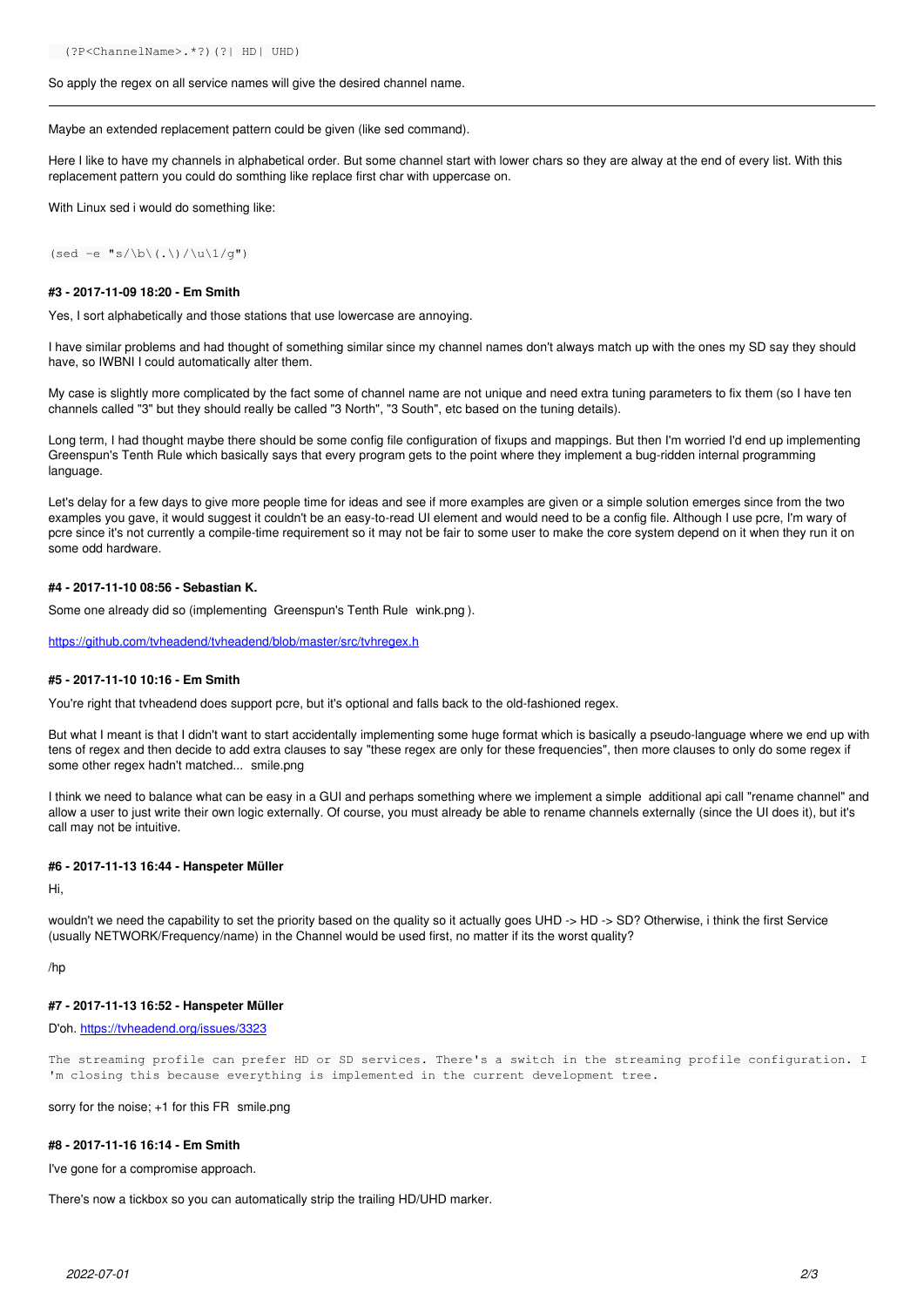```
(?P<ChannelName>.*?)(?| HD| UHD)
```

So apply the regex on all service names will give the desired channel name.

---

Maybe an extended replacement pattern could be given (like sed command).

Here I like to have my channels in alphabetical order. But some channel start with lower chars so they are alway at the end of every list. With this replacement pattern you could do somthing like replace first char with uppercase on.

With Linux sed i would do something like:

```
(sed -e "s/\b\(.\)/\u\1/g")
```

#### #3 - 2017-11-09 18:20 - Em Smith

Yes, I sort alphabetically and those stations that use lowercase are annoying.

I have similar problems and had thought of something similar since my channel names don't always match up with the ones my SD say they should have, so IWBNI I could automatically alter them.

My case is slightly more complicated by the fact some of channel name are not unique and need extra tuning parameters to fix them (so I have ten channels called "3" but they should really be called "3 North", "3 South", etc based on the tuning details).

Long term, I had thought maybe there should be some config file configuration of fixups and mappings. But then I'm worried I'd end up implementing Greenspun's Tenth Rule which basically says that every program gets to the point where they implement a bug-ridden internal programming language.

Let's delay for a few days to give more people time for ideas and see if more examples are given or a simple solution emerges since from the two examples you gave, it would suggest it couldn't be an easy-to-read UI element and would need to be a config file. Although I use pcre, I'm wary of pcre since it's not currently a compile-time requirement so it may not be fair to some user to make the core system depend on it when they run it on some odd hardware.

#### #4 - 2017-11-10 08:56 - Sebastian K.

Some one already did so (implementing Greenspun's Tenth Rule wink.png ).

https://github.com/tvheadend/tvheadend/blob/master/src/tvhregex.h

#### #5 - 2017-11-10 10:16 - Em Smith

You're right that tvheadend does support pcre, but it's optional and falls back to the old-fashioned regex.

But what I meant is that I didn't want to start accidentally implementing some huge format which is basically a pseudo-language where we end up with tens of regex and then decide to add extra clauses to say "these regex are only for these frequencies", then more clauses to only do some regex if some other regex hadn't matched... smile.png

I think we need to balance what can be easy in a GUI and perhaps something where we implement a simple additional api call "rename channel" and allow a user to just write their own logic externally. Of course, you must already be able to rename channels externally (since the UI does it), but it's call may not be intuitive.

#### #6 - 2017-11-13 16:44 - Hanspeter Müller

Hi,

wouldn't we need the capability to set the priority based on the quality so it actually goes UHD -> HD -> SD? Otherwise, i think the first Service (usually NETWORK/Frequency/name) in the Channel would be used first, no matter if its the worst quality?

/hp

#### #7 - 2017-11-13 16:52 - Hanspeter Müller

D'oh. https://tvheadend.org/issues/3323

```
The streaming profile can prefer HD or SD services. There's a switch in the streaming profile configuration. I
'm closing this because everything is implemented in the current development tree.
```

sorry for the noise; +1 for this FR smile.png

#### #8 - 2017-11-16 16:14 - Em Smith

I've gone for a compromise approach.

There's now a tickbox so you can automatically strip the trailing HD/UHD marker.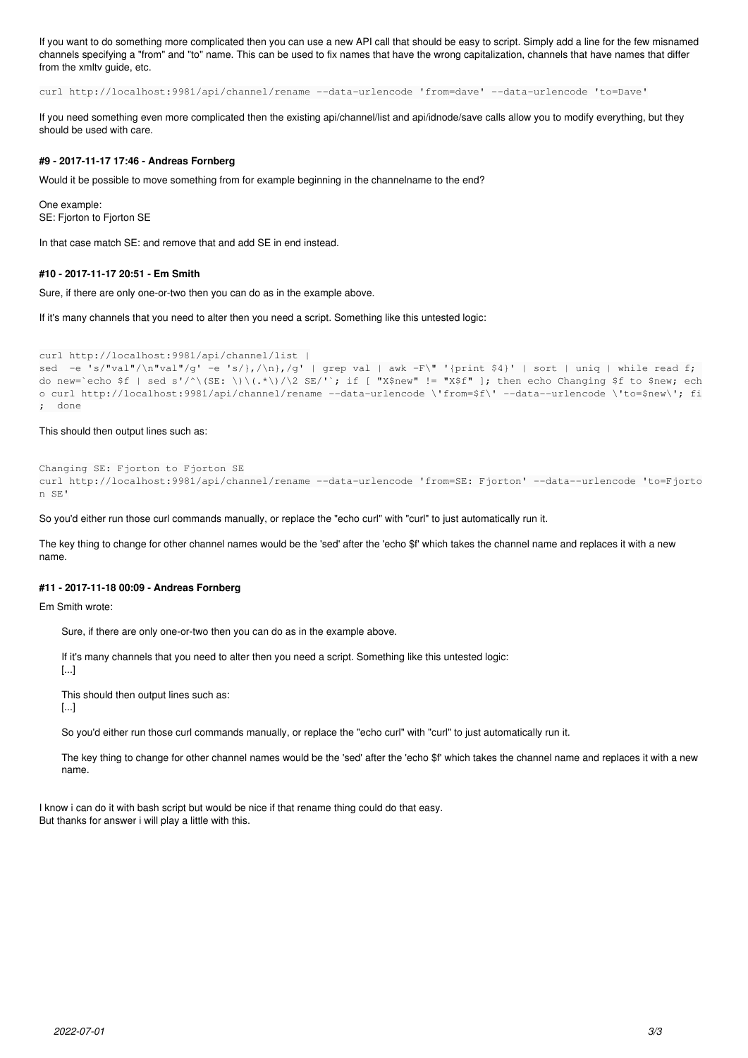If you want to do something more complicated then you can use a new API call that should be easy to script. Simply add a line for the few misnamed channels specifying a "from" and "to" name. This can be used to fix names that have the wrong capitalization, channels that have names that differ from the xmltv guide, etc.

```
curl http://localhost:9981/api/channel/rename --data-urlencode 'from=dave' --data-urlencode 'to=Dave'
```

If you need something even more complicated then the existing api/channel/list and api/idnode/save calls allow you to modify everything, but they should be used with care.

#### #9 - 2017-11-17 17:46 - Andreas Fornberg

Would it be possible to move something from for example beginning in the channelname to the end?

One example:
SE: Fjorton to Fjorton SE

In that case match SE: and remove that and add SE in end instead.

#### #10 - 2017-11-17 20:51 - Em Smith

Sure, if there are only one-or-two then you can do as in the example above.

If it's many channels that you need to alter then you need a script. Something like this untested logic:

```
curl http://localhost:9981/api/channel/list |
sed  -e 's/"val"/\n"val"/g' -e 's/},/\n},/g' | grep val | awk -F\" '{print $4}' | sort | uniq | while read f; do new=`echo $f | sed s'/^\(SE: \)\(.*\)/\2 SE/'`; if [ "X$new" != "X$f" ]; then echo Changing $f to $new; echo curl http://localhost:9981/api/channel/rename --data-urlencode \'from=$f\' --data--urlencode \'to=$new\'; fi;  done
```

This should then output lines such as:

```
Changing SE: Fjorton to Fjorton SE
curl http://localhost:9981/api/channel/rename --data-urlencode 'from=SE: Fjorton' --data--urlencode 'to=Fjorton SE'
```

So you'd either run those curl commands manually, or replace the "echo curl" with "curl" to just automatically run it.

The key thing to change for other channel names would be the 'sed' after the 'echo $f' which takes the channel name and replaces it with a new name.

#### #11 - 2017-11-18 00:09 - Andreas Fornberg

Em Smith wrote:

> Sure, if there are only one-or-two then you can do as in the example above.
>
> If it's many channels that you need to alter then you need a script. Something like this untested logic:
> [...]
>
> This should then output lines such as:
> [...]
>
> So you'd either run those curl commands manually, or replace the "echo curl" with "curl" to just automatically run it.
>
> The key thing to change for other channel names would be the 'sed' after the 'echo $f' which takes the channel name and replaces it with a new name.

I know i can do it with bash script but would be nice if that rename thing could do that easy.
But thanks for answer i will play a little with this.